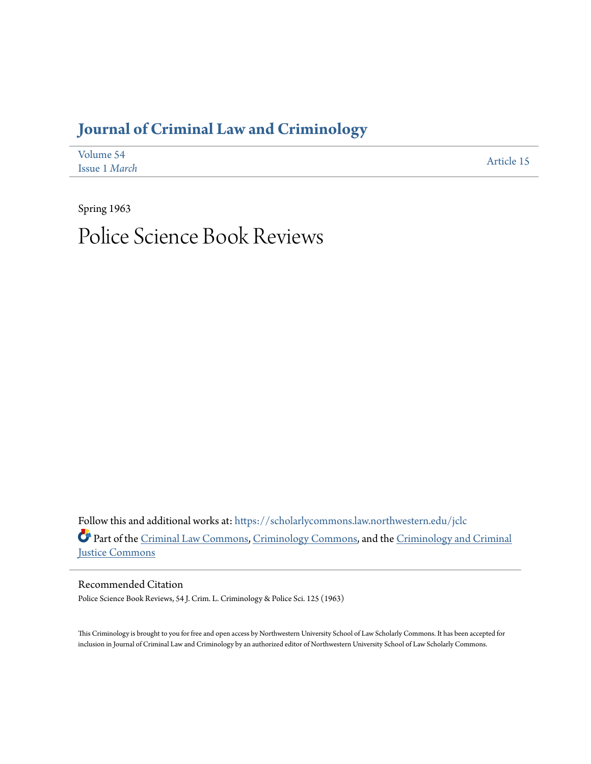# Journal of Criminal Law and Criminology

Volume 54
Issue 1 *March*

Article 15

Spring 1963

# Police Science Book Reviews

Follow this and additional works at: https://scholarlycommons.law.northwestern.edu/jclc

Part of the Criminal Law Commons, Criminology Commons, and the Criminology and Criminal Justice Commons

## Recommended Citation

Police Science Book Reviews, 54 J. Crim. L. Criminology & Police Sci. 125 (1963)

This Criminology is brought to you for free and open access by Northwestern University School of Law Scholarly Commons. It has been accepted for inclusion in Journal of Criminal Law and Criminology by an authorized editor of Northwestern University School of Law Scholarly Commons.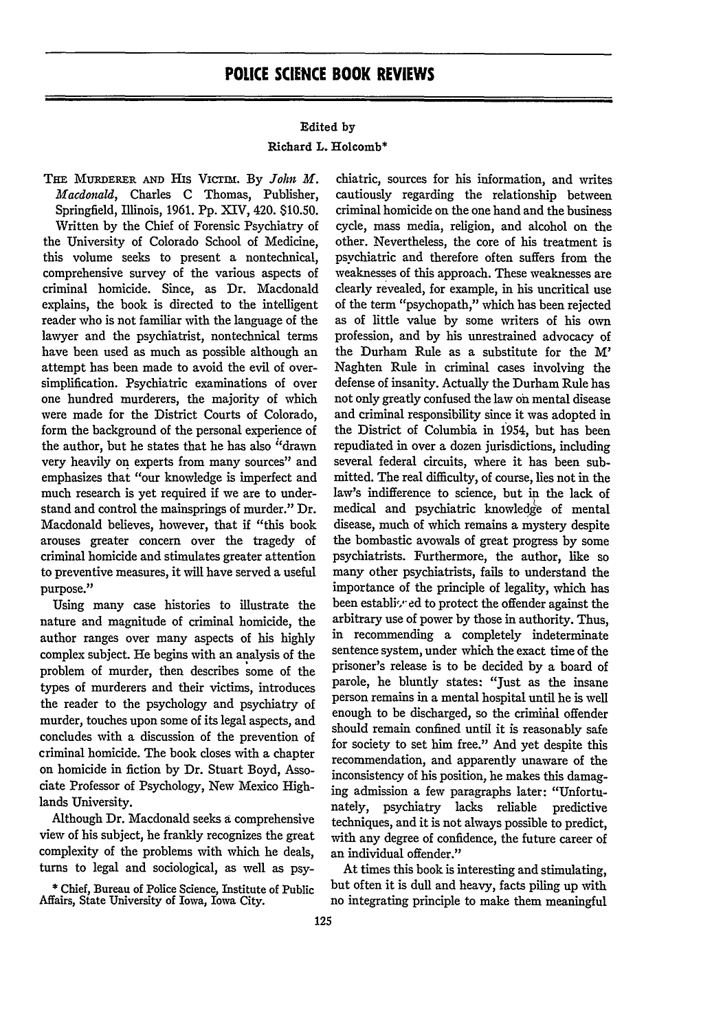# POLICE SCIENCE BOOK REVIEWS

Edited by
Richard L. Holcomb*

THE MURDERER AND HIS VICTIM. By *John M. Macdonald*, Charles C Thomas, Publisher, Springfield, Illinois, 1961. Pp. XIV, 420. $10.50.

Written by the Chief of Forensic Psychiatry of the University of Colorado School of Medicine, this volume seeks to present a nontechnical, comprehensive survey of the various aspects of criminal homicide. Since, as Dr. Macdonald explains, the book is directed to the intelligent reader who is not familiar with the language of the lawyer and the psychiatrist, nontechnical terms have been used as much as possible although an attempt has been made to avoid the evil of oversimplification. Psychiatric examinations of over one hundred murderers, the majority of which were made for the District Courts of Colorado, form the background of the personal experience of the author, but he states that he has also "drawn very heavily on experts from many sources" and emphasizes that "our knowledge is imperfect and much research is yet required if we are to understand and control the mainsprings of murder." Dr. Macdonald believes, however, that if "this book arouses greater concern over the tragedy of criminal homicide and stimulates greater attention to preventive measures, it will have served a useful purpose."

Using many case histories to illustrate the nature and magnitude of criminal homicide, the author ranges over many aspects of his highly complex subject. He begins with an analysis of the problem of murder, then describes some of the types of murderers and their victims, introduces the reader to the psychology and psychiatry of murder, touches upon some of its legal aspects, and concludes with a discussion of the prevention of criminal homicide. The book closes with a chapter on homicide in fiction by Dr. Stuart Boyd, Associate Professor of Psychology, New Mexico Highlands University.

Although Dr. Macdonald seeks a comprehensive view of his subject, he frankly recognizes the great complexity of the problems with which he deals, turns to legal and sociological, as well as psychiatric, sources for his information, and writes cautiously regarding the relationship between criminal homicide on the one hand and the business cycle, mass media, religion, and alcohol on the other. Nevertheless, the core of his treatment is psychiatric and therefore often suffers from the weaknesses of this approach. These weaknesses are clearly revealed, for example, in his uncritical use of the term "psychopath," which has been rejected as of little value by some writers of his own profession, and by his unrestrained advocacy of the Durham Rule as a substitute for the M' Naghten Rule in criminal cases involving the defense of insanity. Actually the Durham Rule has not only greatly confused the law on mental disease and criminal responsibility since it was adopted in the District of Columbia in 1954, but has been repudiated in over a dozen jurisdictions, including several federal circuits, where it has been submitted. The real difficulty, of course, lies not in the law's indifference to science, but in the lack of medical and psychiatric knowledge of mental disease, much of which remains a mystery despite the bombastic avowals of great progress by some psychiatrists. Furthermore, the author, like so many other psychiatrists, fails to understand the importance of the principle of legality, which has been established to protect the offender against the arbitrary use of power by those in authority. Thus, in recommending a completely indeterminate sentence system, under which the exact time of the prisoner's release is to be decided by a board of parole, he bluntly states: "Just as the insane person remains in a mental hospital until he is well enough to be discharged, so the criminal offender should remain confined until it is reasonably safe for society to set him free." And yet despite this recommendation, and apparently unaware of the inconsistency of his position, he makes this damaging admission a few paragraphs later: "Unfortunately, psychiatry lacks reliable predictive techniques, and it is not always possible to predict, with any degree of confidence, the future career of an individual offender."

At times this book is interesting and stimulating, but often it is dull and heavy, facts piling up with no integrating principle to make them meaningful

\* Chief, Bureau of Police Science, Institute of Public Affairs, State University of Iowa, Iowa City.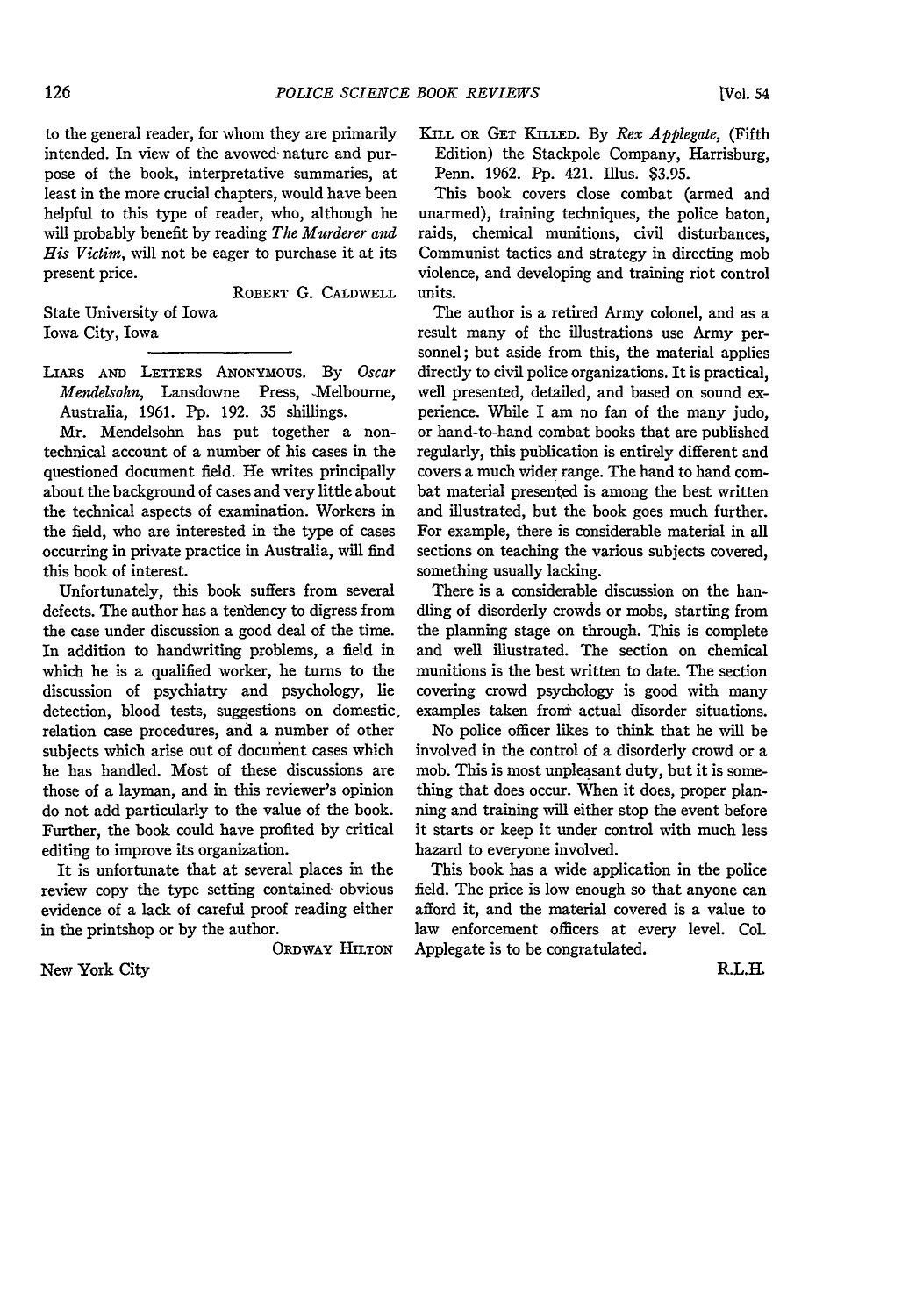to the general reader, for whom they are primarily intended. In view of the avowed nature and purpose of the book, interpretative summaries, at least in the more crucial chapters, would have been helpful to this type of reader, who, although he will probably benefit by reading *The Murderer and His Victim*, will not be eager to purchase it at its present price.

ROBERT G. CALDWELL

State University of Iowa
Iowa City, Iowa

---

LIARS AND LETTERS ANONYMOUS. By *Oscar Mendelsohn*, Lansdowne Press, Melbourne, Australia, 1961. Pp. 192. 35 shillings.

Mr. Mendelsohn has put together a nontechnical account of a number of his cases in the questioned document field. He writes principally about the background of cases and very little about the technical aspects of examination. Workers in the field, who are interested in the type of cases occurring in private practice in Australia, will find this book of interest.

Unfortunately, this book suffers from several defects. The author has a tendency to digress from the case under discussion a good deal of the time. In addition to handwriting problems, a field in which he is a qualified worker, he turns to the discussion of psychiatry and psychology, lie detection, blood tests, suggestions on domestic relation case procedures, and a number of other subjects which arise out of document cases which he has handled. Most of these discussions are those of a layman, and in this reviewer's opinion do not add particularly to the value of the book. Further, the book could have profited by critical editing to improve its organization.

It is unfortunate that at several places in the review copy the type setting contained obvious evidence of a lack of careful proof reading either in the printshop or by the author.

ORDWAY HILTON

New York City

---

KILL OR GET KILLED. By *Rex Applegate*, (Fifth Edition) the Stackpole Company, Harrisburg, Penn. 1962. Pp. 421. Illus. $3.95.

This book covers close combat (armed and unarmed), training techniques, the police baton, raids, chemical munitions, civil disturbances, Communist tactics and strategy in directing mob violence, and developing and training riot control units.

The author is a retired Army colonel, and as a result many of the illustrations use Army personnel; but aside from this, the material applies directly to civil police organizations. It is practical, well presented, detailed, and based on sound experience. While I am no fan of the many judo, or hand-to-hand combat books that are published regularly, this publication is entirely different and covers a much wider range. The hand to hand combat material presented is among the best written and illustrated, but the book goes much further. For example, there is considerable material in all sections on teaching the various subjects covered, something usually lacking.

There is a considerable discussion on the handling of disorderly crowds or mobs, starting from the planning stage on through. This is complete and well illustrated. The section on chemical munitions is the best written to date. The section covering crowd psychology is good with many examples taken from actual disorder situations.

No police officer likes to think that he will be involved in the control of a disorderly crowd or a mob. This is most unpleasant duty, but it is something that does occur. When it does, proper planning and training will either stop the event before it starts or keep it under control with much less hazard to everyone involved.

This book has a wide application in the police field. The price is low enough so that anyone can afford it, and the material covered is a value to law enforcement officers at every level. Col. Applegate is to be congratulated.

R.L.H.